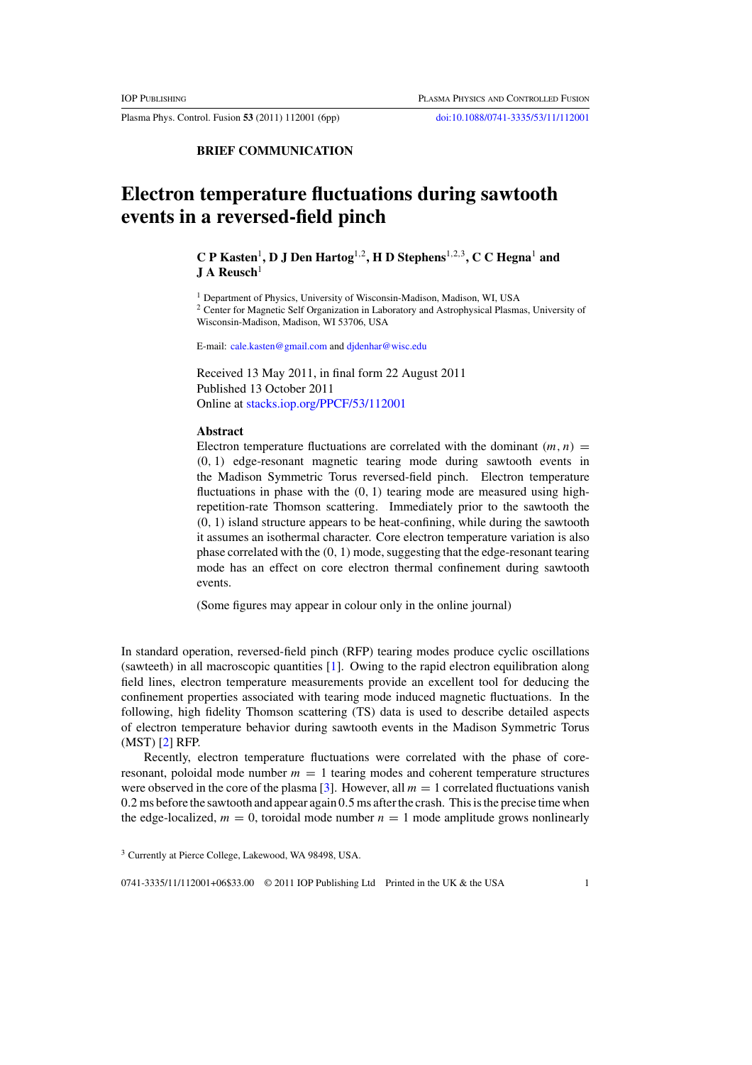**BRIEF COMMUNICATION**

# Electron temperature fluctuations during sawtooth events in a reversed-field pinch

**C P Kasten[1], D J Den Hartog[1,2], H D Stephens[1,2,3], C C Hegna[1] and J A Reusch[1]**

[1] Department of Physics, University of Wisconsin-Madison, Madison, WI, USA

[2] Center for Magnetic Self Organization in Laboratory and Astrophysical Plasmas, University of Wisconsin-Madison, Madison, WI 53706, USA

E-mail: cale.kasten@gmail.com and djdenhar@wisc.edu

Received 13 May 2011, in final form 22 August 2011
Published 13 October 2011
Online at stacks.iop.org/PPCF/53/112001

## Abstract

Electron temperature fluctuations are correlated with the dominant $(m, n) = (0, 1)$ edge-resonant magnetic tearing mode during sawtooth events in the Madison Symmetric Torus reversed-field pinch. Electron temperature fluctuations in phase with the $(0, 1)$ tearing mode are measured using high-repetition-rate Thomson scattering. Immediately prior to the sawtooth the $(0, 1)$ island structure appears to be heat-confining, while during the sawtooth it assumes an isothermal character. Core electron temperature variation is also phase correlated with the $(0, 1)$ mode, suggesting that the edge-resonant tearing mode has an effect on core electron thermal confinement during sawtooth events.

(Some figures may appear in colour only in the online journal)

In standard operation, reversed-field pinch (RFP) tearing modes produce cyclic oscillations (sawteeth) in all macroscopic quantities [1]. Owing to the rapid electron equilibration along field lines, electron temperature measurements provide an excellent tool for deducing the confinement properties associated with tearing mode induced magnetic fluctuations. In the following, high fidelity Thomson scattering (TS) data is used to describe detailed aspects of electron temperature behavior during sawtooth events in the Madison Symmetric Torus (MST) [2] RFP.

Recently, electron temperature fluctuations were correlated with the phase of core-resonant, poloidal mode number $m = 1$ tearing modes and coherent temperature structures were observed in the core of the plasma [3]. However, all $m = 1$ correlated fluctuations vanish 0.2 ms before the sawtooth and appear again 0.5 ms after the crash. This is the precise time when the edge-localized, $m = 0$, toroidal mode number $n = 1$ mode amplitude grows nonlinearly

[3] Currently at Pierce College, Lakewood, WA 98498, USA.

0741-3335/11/112001+06$33.00 © 2011 IOP Publishing Ltd Printed in the UK & the USA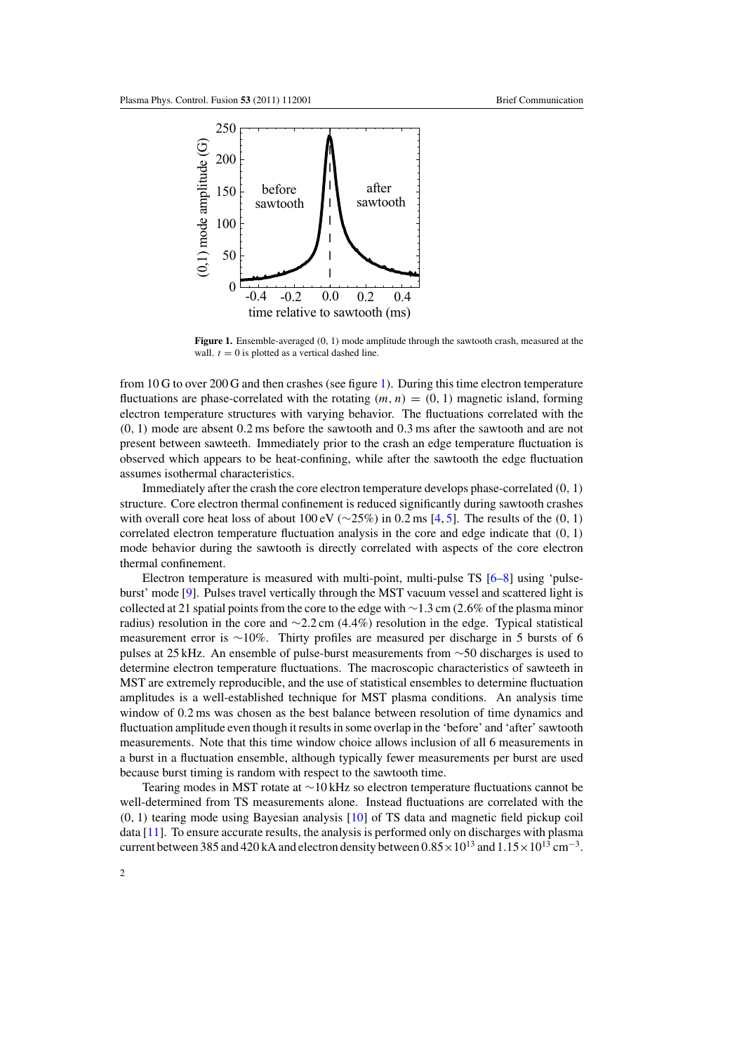250
200
150
100
50
0

(0,1) mode amplitude (G)

before sawtooth

after sawtooth

-0.4 -0.2 0.0 0.2 0.4

time relative to sawtooth (ms)

**Figure 1.** Ensemble-averaged (0, 1) mode amplitude through the sawtooth crash, measured at the wall. $t = 0$ is plotted as a vertical dashed line.

from 10 G to over 200 G and then crashes (see figure 1). During this time electron temperature fluctuations are phase-correlated with the rotating $(m, n) = (0, 1)$ magnetic island, forming electron temperature structures with varying behavior. The fluctuations correlated with the (0, 1) mode are absent 0.2 ms before the sawtooth and 0.3 ms after the sawtooth and are not present between sawteeth. Immediately prior to the crash an edge temperature fluctuation is observed which appears to be heat-confining, while after the sawtooth the edge fluctuation assumes isothermal characteristics.

Immediately after the crash the core electron temperature develops phase-correlated (0, 1) structure. Core electron thermal confinement is reduced significantly during sawtooth crashes with overall core heat loss of about 100 eV ($\sim$25%) in 0.2 ms [4, 5]. The results of the (0, 1) correlated electron temperature fluctuation analysis in the core and edge indicate that (0, 1) mode behavior during the sawtooth is directly correlated with aspects of the core electron thermal confinement.

Electron temperature is measured with multi-point, multi-pulse TS [6–8] using 'pulse-burst' mode [9]. Pulses travel vertically through the MST vacuum vessel and scattered light is collected at 21 spatial points from the core to the edge with $\sim$1.3 cm (2.6% of the plasma minor radius) resolution in the core and $\sim$2.2 cm (4.4%) resolution in the edge. Typical statistical measurement error is $\sim$10%. Thirty profiles are measured per discharge in 5 bursts of 6 pulses at 25 kHz. An ensemble of pulse-burst measurements from $\sim$50 discharges is used to determine electron temperature fluctuations. The macroscopic characteristics of sawteeth in MST are extremely reproducible, and the use of statistical ensembles to determine fluctuation amplitudes is a well-established technique for MST plasma conditions. An analysis time window of 0.2 ms was chosen as the best balance between resolution of time dynamics and fluctuation amplitude even though it results in some overlap in the 'before' and 'after' sawtooth measurements. Note that this time window choice allows inclusion of all 6 measurements in a burst in a fluctuation ensemble, although typically fewer measurements per burst are used because burst timing is random with respect to the sawtooth time.

Tearing modes in MST rotate at $\sim$10 kHz so electron temperature fluctuations cannot be well-determined from TS measurements alone. Instead fluctuations are correlated with the (0, 1) tearing mode using Bayesian analysis [10] of TS data and magnetic field pickup coil data [11]. To ensure accurate results, the analysis is performed only on discharges with plasma current between 385 and 420 kA and electron density between $0.85\times10^{13}$ and $1.15\times10^{13}$ cm$^{-3}$.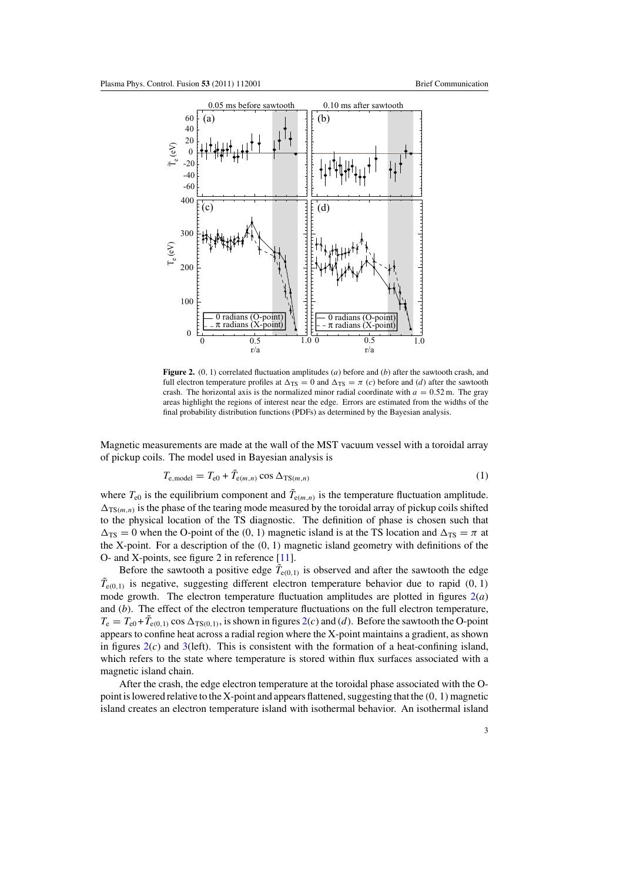0.05 ms before sawtooth
0.10 ms after sawtooth

(a)
(b)

$\tilde{T}_e$ (eV)

60
40
20
0
-20
-40
-60

(c)
(d)

$T_e$ (eV)

400
300
200
100
0

0 radians (O-point)
π radians (X-point)

0
0.5
1.0
r/a

**Figure 2.** (0, 1) correlated fluctuation amplitudes (*a*) before and (*b*) after the sawtooth crash, and full electron temperature profiles at $\Delta_{\rm TS} = 0$ and $\Delta_{\rm TS} = \pi$ (*c*) before and (*d*) after the sawtooth crash. The horizontal axis is the normalized minor radial coordinate with $a = 0.52$ m. The gray areas highlight the regions of interest near the edge. Errors are estimated from the widths of the final probability distribution functions (PDFs) as determined by the Bayesian analysis.

Magnetic measurements are made at the wall of the MST vacuum vessel with a toroidal array of pickup coils. The model used in Bayesian analysis is

$$T_{\rm e,model} = T_{\rm e0} + \tilde{T}_{{\rm e}(m,n)} \cos \Delta_{{\rm TS}(m,n)} \tag{1}$$

where $T_{\rm e0}$ is the equilibrium component and $\tilde{T}_{{\rm e}(m,n)}$ is the temperature fluctuation amplitude. $\Delta_{{\rm TS}(m,n)}$ is the phase of the tearing mode measured by the toroidal array of pickup coils shifted to the physical location of the TS diagnostic. The definition of phase is chosen such that $\Delta_{\rm TS} = 0$ when the O-point of the (0, 1) magnetic island is at the TS location and $\Delta_{\rm TS} = \pi$ at the X-point. For a description of the (0, 1) magnetic island geometry with definitions of the O- and X-points, see figure 2 in reference [11].

Before the sawtooth a positive edge $\tilde{T}_{{\rm e}(0,1)}$ is observed and after the sawtooth the edge $\tilde{T}_{{\rm e}(0,1)}$ is negative, suggesting different electron temperature behavior due to rapid (0, 1) mode growth. The electron temperature fluctuation amplitudes are plotted in figures 2(*a*) and (*b*). The effect of the electron temperature fluctuations on the full electron temperature, $T_{\rm e} = T_{\rm e0} + \tilde{T}_{{\rm e}(0,1)} \cos \Delta_{{\rm TS}(0,1)}$, is shown in figures 2(*c*) and (*d*). Before the sawtooth the O-point appears to confine heat across a radial region where the X-point maintains a gradient, as shown in figures 2(*c*) and 3(left). This is consistent with the formation of a heat-confining island, which refers to the state where temperature is stored within flux surfaces associated with a magnetic island chain.

After the crash, the edge electron temperature at the toroidal phase associated with the O-point is lowered relative to the X-point and appears flattened, suggesting that the (0, 1) magnetic island creates an electron temperature island with isothermal behavior. An isothermal island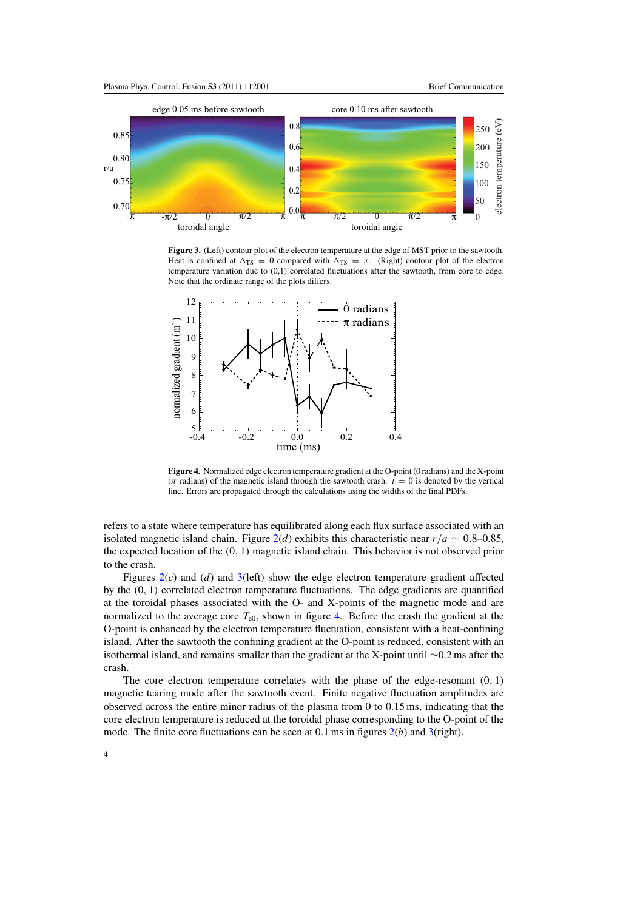edge 0.05 ms before sawtooth

core 0.10 ms after sawtooth

r/a

0.85
0.80
0.75
0.70

0.8
0.6
0.4
0.2
0.0

-π -π/2 0 π/2 π

toroidal angle

250
200
150
100
50
0

electron temperature (eV)

**Figure 3.** (Left) contour plot of the electron temperature at the edge of MST prior to the sawtooth. Heat is confined at $\Delta_{\mathrm{TS}} = 0$ compared with $\Delta_{\mathrm{TS}} = \pi$. (Right) contour plot of the electron temperature variation due to (0,1) correlated fluctuations after the sawtooth, from core to edge. Note that the ordinate range of the plots differs.

normalized gradient (m$^{-1}$)

12
11
10
9
8
7
6
5

-0.4 -0.2 0.0 0.2 0.4

time (ms)

0 radians

π radians

**Figure 4.** Normalized edge electron temperature gradient at the O-point (0 radians) and the X-point ($\pi$ radians) of the magnetic island through the sawtooth crash. $t = 0$ is denoted by the vertical line. Errors are propagated through the calculations using the widths of the final PDFs.

refers to a state where temperature has equilibrated along each flux surface associated with an isolated magnetic island chain. Figure 2(*d*) exhibits this characteristic near $r/a \sim 0.8$–$0.85$, the expected location of the (0, 1) magnetic island chain. This behavior is not observed prior to the crash.

Figures 2(*c*) and (*d*) and 3(left) show the edge electron temperature gradient affected by the (0, 1) correlated electron temperature fluctuations. The edge gradients are quantified at the toroidal phases associated with the O- and X-points of the magnetic mode and are normalized to the average core $T_{e0}$, shown in figure 4. Before the crash the gradient at the O-point is enhanced by the electron temperature fluctuation, consistent with a heat-confining island. After the sawtooth the confining gradient at the O-point is reduced, consistent with an isothermal island, and remains smaller than the gradient at the X-point until $\sim$0.2 ms after the crash.

The core electron temperature correlates with the phase of the edge-resonant (0, 1) magnetic tearing mode after the sawtooth event. Finite negative fluctuation amplitudes are observed across the entire minor radius of the plasma from 0 to 0.15 ms, indicating that the core electron temperature is reduced at the toroidal phase corresponding to the O-point of the mode. The finite core fluctuations can be seen at 0.1 ms in figures 2(*b*) and 3(right).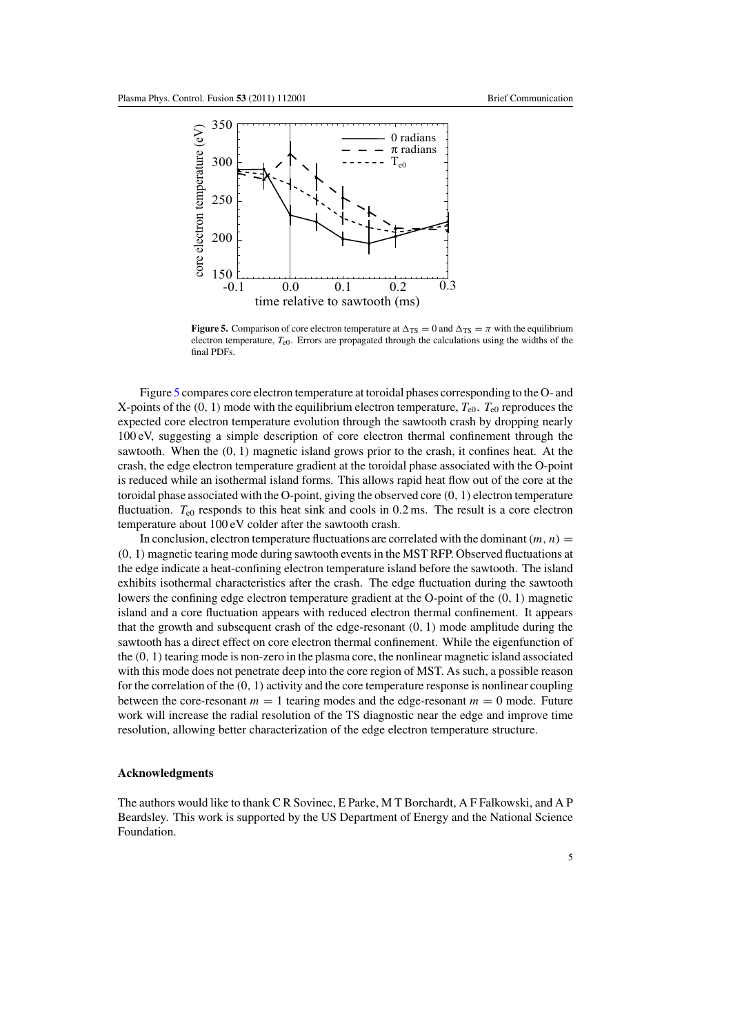core electron temperature (eV)

350

300

250

200

150

-0.1

0.0

0.1

0.2

0.3

time relative to sawtooth (ms)

0 radians

π radians

$T_{e0}$

**Figure 5.** Comparison of core electron temperature at $\Delta_{TS} = 0$ and $\Delta_{TS} = \pi$ with the equilibrium electron temperature, $T_{e0}$. Errors are propagated through the calculations using the widths of the final PDFs.

Figure 5 compares core electron temperature at toroidal phases corresponding to the O- and X-points of the (0, 1) mode with the equilibrium electron temperature, $T_{e0}$. $T_{e0}$ reproduces the expected core electron temperature evolution through the sawtooth crash by dropping nearly 100 eV, suggesting a simple description of core electron thermal confinement through the sawtooth. When the (0, 1) magnetic island grows prior to the crash, it confines heat. At the crash, the edge electron temperature gradient at the toroidal phase associated with the O-point is reduced while an isothermal island forms. This allows rapid heat flow out of the core at the toroidal phase associated with the O-point, giving the observed core (0, 1) electron temperature fluctuation. $T_{e0}$ responds to this heat sink and cools in 0.2 ms. The result is a core electron temperature about 100 eV colder after the sawtooth crash.

In conclusion, electron temperature fluctuations are correlated with the dominant $(m, n) = (0, 1)$ magnetic tearing mode during sawtooth events in the MST RFP. Observed fluctuations at the edge indicate a heat-confining electron temperature island before the sawtooth. The island exhibits isothermal characteristics after the crash. The edge fluctuation during the sawtooth lowers the confining edge electron temperature gradient at the O-point of the (0, 1) magnetic island and a core fluctuation appears with reduced electron thermal confinement. It appears that the growth and subsequent crash of the edge-resonant (0, 1) mode amplitude during the sawtooth has a direct effect on core electron thermal confinement. While the eigenfunction of the (0, 1) tearing mode is non-zero in the plasma core, the nonlinear magnetic island associated with this mode does not penetrate deep into the core region of MST. As such, a possible reason for the correlation of the (0, 1) activity and the core temperature response is nonlinear coupling between the core-resonant $m = 1$ tearing modes and the edge-resonant $m = 0$ mode. Future work will increase the radial resolution of the TS diagnostic near the edge and improve time resolution, allowing better characterization of the edge electron temperature structure.

## Acknowledgments

The authors would like to thank C R Sovinec, E Parke, M T Borchardt, A F Falkowski, and A P Beardsley. This work is supported by the US Department of Energy and the National Science Foundation.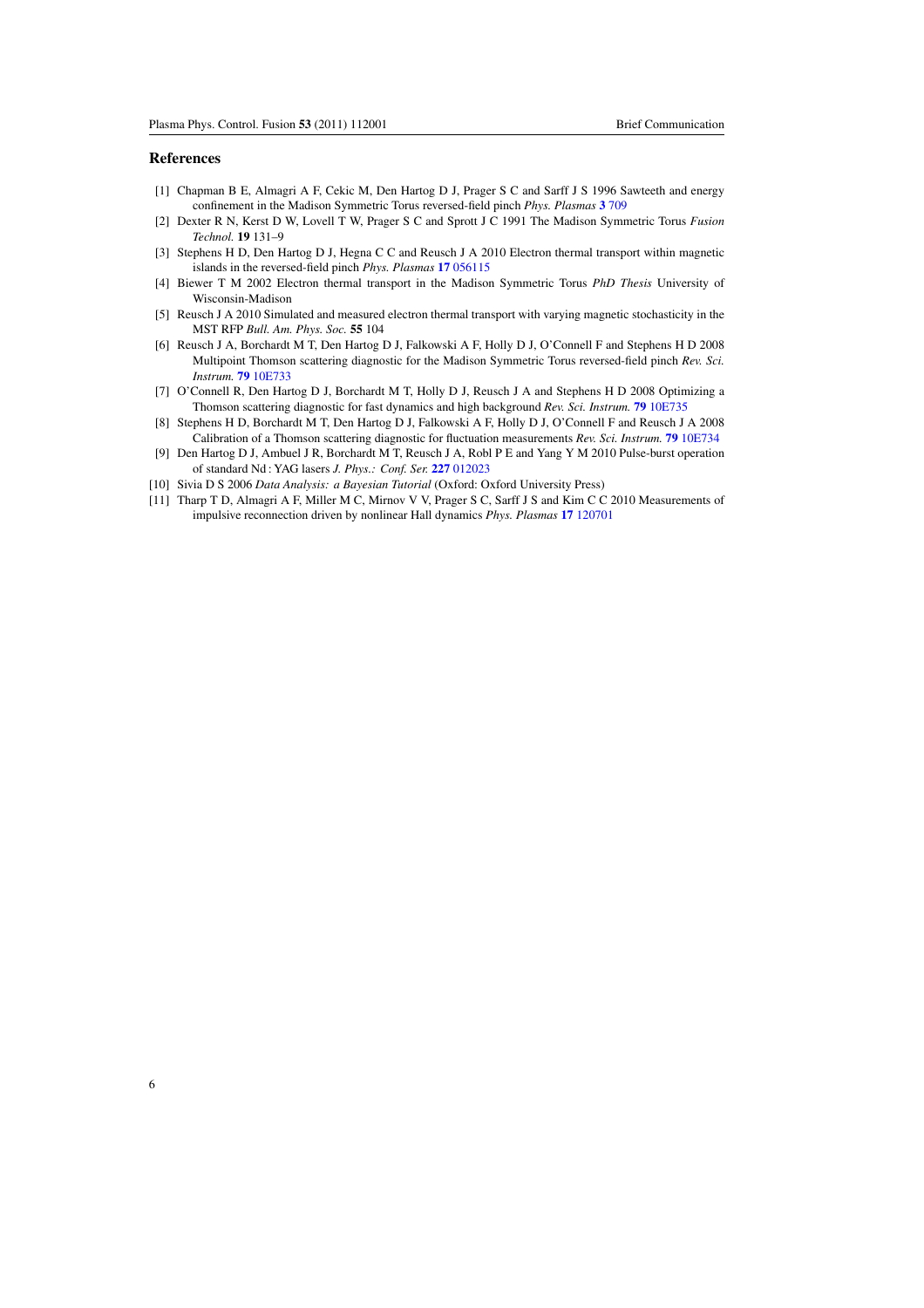## References

[1] Chapman B E, Almagri A F, Cekic M, Den Hartog D J, Prager S C and Sarff J S 1996 Sawteeth and energy confinement in the Madison Symmetric Torus reversed-field pinch *Phys. Plasmas* **3** 709

[2] Dexter R N, Kerst D W, Lovell T W, Prager S C and Sprott J C 1991 The Madison Symmetric Torus *Fusion Technol.* **19** 131–9

[3] Stephens H D, Den Hartog D J, Hegna C C and Reusch J A 2010 Electron thermal transport within magnetic islands in the reversed-field pinch *Phys. Plasmas* **17** 056115

[4] Biewer T M 2002 Electron thermal transport in the Madison Symmetric Torus *PhD Thesis* University of Wisconsin-Madison

[5] Reusch J A 2010 Simulated and measured electron thermal transport with varying magnetic stochasticity in the MST RFP *Bull. Am. Phys. Soc.* **55** 104

[6] Reusch J A, Borchardt M T, Den Hartog D J, Falkowski A F, Holly D J, O'Connell F and Stephens H D 2008 Multipoint Thomson scattering diagnostic for the Madison Symmetric Torus reversed-field pinch *Rev. Sci. Instrum.* **79** 10E733

[7] O'Connell R, Den Hartog D J, Borchardt M T, Holly D J, Reusch J A and Stephens H D 2008 Optimizing a Thomson scattering diagnostic for fast dynamics and high background *Rev. Sci. Instrum.* **79** 10E735

[8] Stephens H D, Borchardt M T, Den Hartog D J, Falkowski A F, Holly D J, O'Connell F and Reusch J A 2008 Calibration of a Thomson scattering diagnostic for fluctuation measurements *Rev. Sci. Instrum.* **79** 10E734

[9] Den Hartog D J, Ambuel J R, Borchardt M T, Reusch J A, Robl P E and Yang Y M 2010 Pulse-burst operation of standard Nd : YAG lasers *J. Phys.: Conf. Ser.* **227** 012023

[10] Sivia D S 2006 *Data Analysis: a Bayesian Tutorial* (Oxford: Oxford University Press)

[11] Tharp T D, Almagri A F, Miller M C, Mirnov V V, Prager S C, Sarff J S and Kim C C 2010 Measurements of impulsive reconnection driven by nonlinear Hall dynamics *Phys. Plasmas* **17** 120701